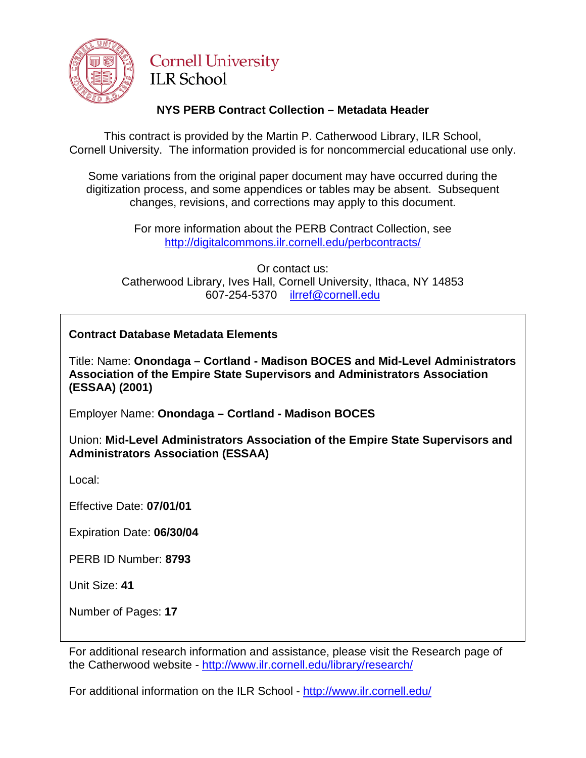Cornell University
ILR School

## NYS PERB Contract Collection – Metadata Header

This contract is provided by the Martin P. Catherwood Library, ILR School, Cornell University. The information provided is for noncommercial educational use only.

Some variations from the original paper document may have occurred during the digitization process, and some appendices or tables may be absent. Subsequent changes, revisions, and corrections may apply to this document.

For more information about the PERB Contract Collection, see http://digitalcommons.ilr.cornell.edu/perbcontracts/

Or contact us:
Catherwood Library, Ives Hall, Cornell University, Ithaca, NY 14853
607-254-5370 ilrref@cornell.edu

**Contract Database Metadata Elements**

Title: Name: **Onondaga – Cortland - Madison BOCES and Mid-Level Administrators Association of the Empire State Supervisors and Administrators Association (ESSAA) (2001)**

Employer Name: **Onondaga – Cortland - Madison BOCES**

Union: **Mid-Level Administrators Association of the Empire State Supervisors and Administrators Association (ESSAA)**

Local:

Effective Date: **07/01/01**

Expiration Date: **06/30/04**

PERB ID Number: **8793**

Unit Size: **41**

Number of Pages: **17**

For additional research information and assistance, please visit the Research page of the Catherwood website - http://www.ilr.cornell.edu/library/research/

For additional information on the ILR School - http://www.ilr.cornell.edu/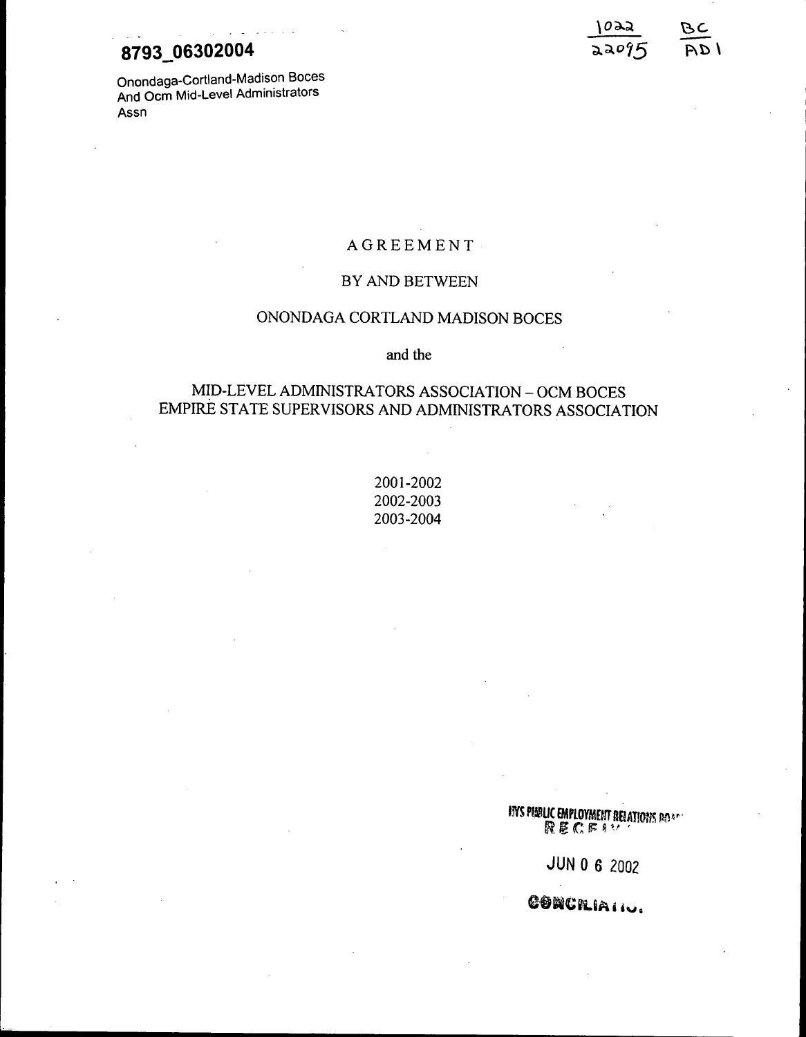# 8793_06302004

Onondaga-Cortland-Madison Boces
And Ocm Mid-Level Administrators
Assn

1022 / 22095 BC / AD1

AGREEMENT

BY AND BETWEEN

ONONDAGA CORTLAND MADISON BOCES

and the

MID-LEVEL ADMINISTRATORS ASSOCIATION – OCM BOCES
EMPIRE STATE SUPERVISORS AND ADMINISTRATORS ASSOCIATION

2001-2002
2002-2003
2003-2004

NYS PUBLIC EMPLOYMENT RELATIONS BOARD
RECEIVED

JUN 0 6 2002

CONCILIATION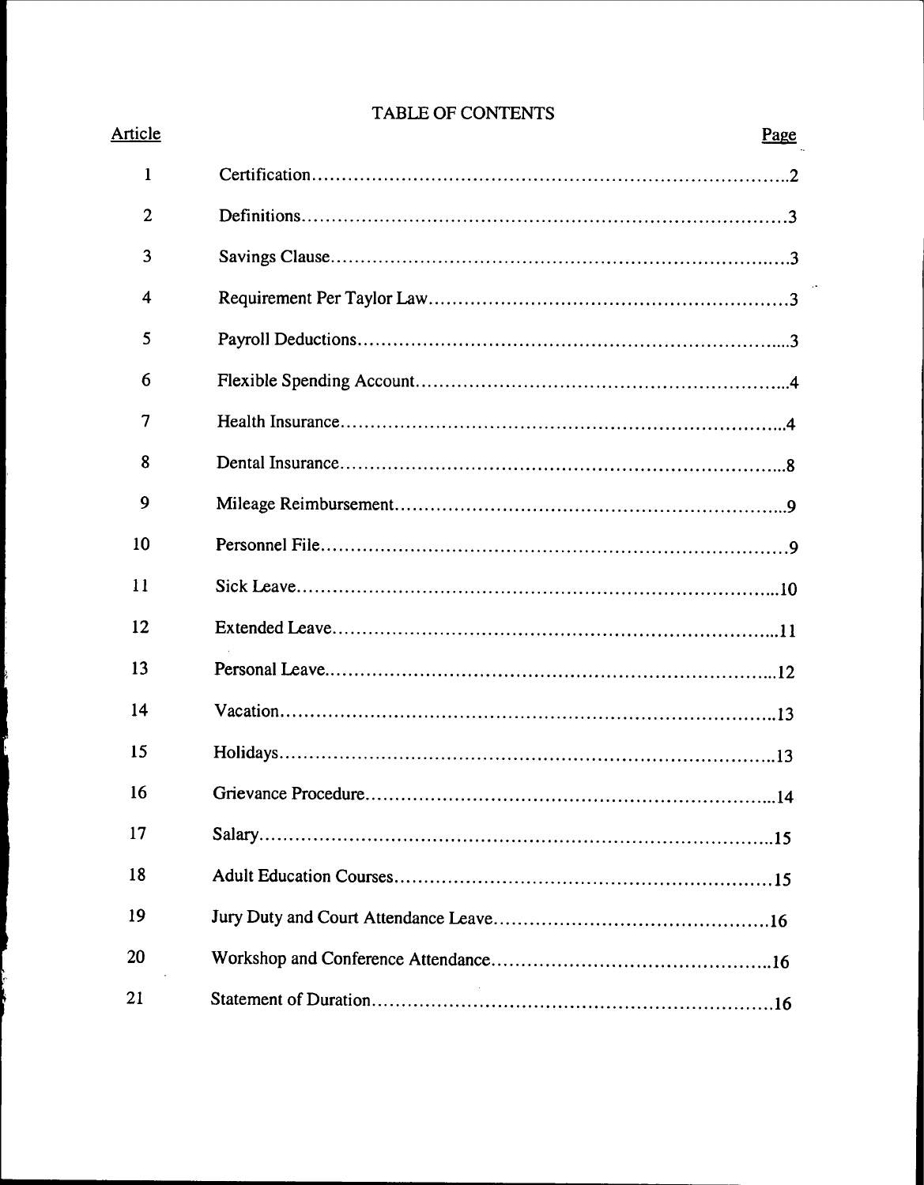# TABLE OF CONTENTS

| Article | | Page |
|---|---|---|
| 1 | Certification | 2 |
| 2 | Definitions | 3 |
| 3 | Savings Clause | 3 |
| 4 | Requirement Per Taylor Law | 3 |
| 5 | Payroll Deductions | 3 |
| 6 | Flexible Spending Account | 4 |
| 7 | Health Insurance | 4 |
| 8 | Dental Insurance | 8 |
| 9 | Mileage Reimbursement | 9 |
| 10 | Personnel File | 9 |
| 11 | Sick Leave | 10 |
| 12 | Extended Leave | 11 |
| 13 | Personal Leave | 12 |
| 14 | Vacation | 13 |
| 15 | Holidays | 13 |
| 16 | Grievance Procedure | 14 |
| 17 | Salary | 15 |
| 18 | Adult Education Courses | 15 |
| 19 | Jury Duty and Court Attendance Leave | 16 |
| 20 | Workshop and Conference Attendance | 16 |
| 21 | Statement of Duration | 16 |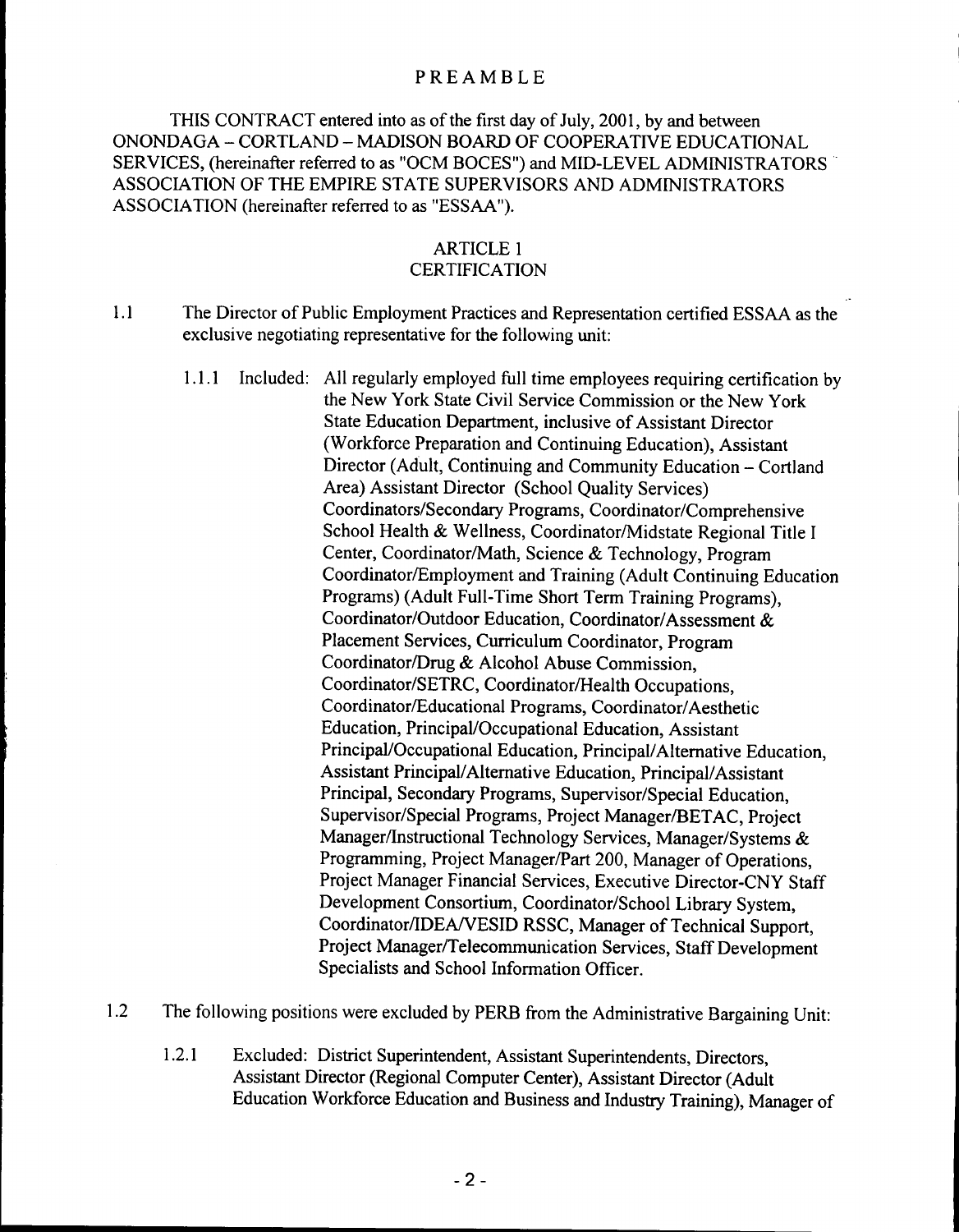# PREAMBLE

THIS CONTRACT entered into as of the first day of July, 2001, by and between ONONDAGA – CORTLAND – MADISON BOARD OF COOPERATIVE EDUCATIONAL SERVICES, (hereinafter referred to as "OCM BOCES") and MID-LEVEL ADMINISTRATORS ASSOCIATION OF THE EMPIRE STATE SUPERVISORS AND ADMINISTRATORS ASSOCIATION (hereinafter referred to as "ESSAA").

## ARTICLE 1
## CERTIFICATION

1.1 The Director of Public Employment Practices and Representation certified ESSAA as the exclusive negotiating representative for the following unit:

1.1.1 Included: All regularly employed full time employees requiring certification by the New York State Civil Service Commission or the New York State Education Department, inclusive of Assistant Director (Workforce Preparation and Continuing Education), Assistant Director (Adult, Continuing and Community Education – Cortland Area) Assistant Director (School Quality Services) Coordinators/Secondary Programs, Coordinator/Comprehensive School Health & Wellness, Coordinator/Midstate Regional Title I Center, Coordinator/Math, Science & Technology, Program Coordinator/Employment and Training (Adult Continuing Education Programs) (Adult Full-Time Short Term Training Programs), Coordinator/Outdoor Education, Coordinator/Assessment & Placement Services, Curriculum Coordinator, Program Coordinator/Drug & Alcohol Abuse Commission, Coordinator/SETRC, Coordinator/Health Occupations, Coordinator/Educational Programs, Coordinator/Aesthetic Education, Principal/Occupational Education, Assistant Principal/Occupational Education, Principal/Alternative Education, Assistant Principal/Alternative Education, Principal/Assistant Principal, Secondary Programs, Supervisor/Special Education, Supervisor/Special Programs, Project Manager/BETAC, Project Manager/Instructional Technology Services, Manager/Systems & Programming, Project Manager/Part 200, Manager of Operations, Project Manager Financial Services, Executive Director-CNY Staff Development Consortium, Coordinator/School Library System, Coordinator/IDEA/VESID RSSC, Manager of Technical Support, Project Manager/Telecommunication Services, Staff Development Specialists and School Information Officer.

1.2 The following positions were excluded by PERB from the Administrative Bargaining Unit:

1.2.1 Excluded: District Superintendent, Assistant Superintendents, Directors, Assistant Director (Regional Computer Center), Assistant Director (Adult Education Workforce Education and Business and Industry Training), Manager of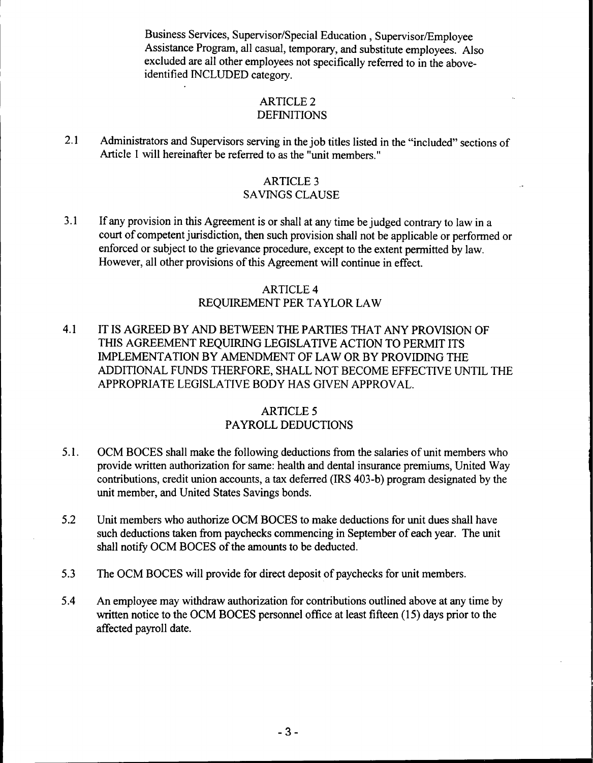Business Services, Supervisor/Special Education , Supervisor/Employee Assistance Program, all casual, temporary, and substitute employees. Also excluded are all other employees not specifically referred to in the above-identified INCLUDED category.

## ARTICLE 2
## DEFINITIONS

2.1 Administrators and Supervisors serving in the job titles listed in the "included" sections of Article 1 will hereinafter be referred to as the "unit members."

## ARTICLE 3
## SAVINGS CLAUSE

3.1 If any provision in this Agreement is or shall at any time be judged contrary to law in a court of competent jurisdiction, then such provision shall not be applicable or performed or enforced or subject to the grievance procedure, except to the extent permitted by law. However, all other provisions of this Agreement will continue in effect.

## ARTICLE 4
## REQUIREMENT PER TAYLOR LAW

4.1 IT IS AGREED BY AND BETWEEN THE PARTIES THAT ANY PROVISION OF THIS AGREEMENT REQUIRING LEGISLATIVE ACTION TO PERMIT ITS IMPLEMENTATION BY AMENDMENT OF LAW OR BY PROVIDING THE ADDITIONAL FUNDS THERFORE, SHALL NOT BECOME EFFECTIVE UNTIL THE APPROPRIATE LEGISLATIVE BODY HAS GIVEN APPROVAL.

## ARTICLE 5
## PAYROLL DEDUCTIONS

5.1. OCM BOCES shall make the following deductions from the salaries of unit members who provide written authorization for same: health and dental insurance premiums, United Way contributions, credit union accounts, a tax deferred (IRS 403-b) program designated by the unit member, and United States Savings bonds.

5.2 Unit members who authorize OCM BOCES to make deductions for unit dues shall have such deductions taken from paychecks commencing in September of each year. The unit shall notify OCM BOCES of the amounts to be deducted.

5.3 The OCM BOCES will provide for direct deposit of paychecks for unit members.

5.4 An employee may withdraw authorization for contributions outlined above at any time by written notice to the OCM BOCES personnel office at least fifteen (15) days prior to the affected payroll date.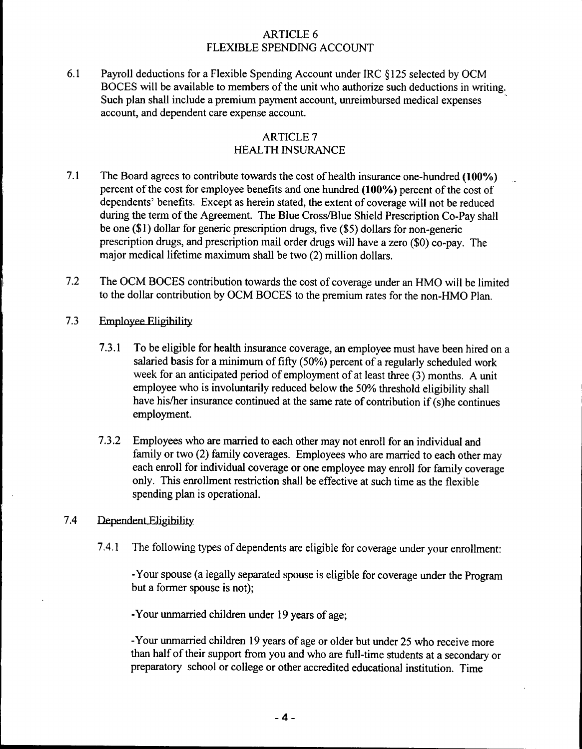## ARTICLE 6
## FLEXIBLE SPENDING ACCOUNT

6.1 Payroll deductions for a Flexible Spending Account under IRC §125 selected by OCM BOCES will be available to members of the unit who authorize such deductions in writing. Such plan shall include a premium payment account, unreimbursed medical expenses account, and dependent care expense account.

## ARTICLE 7
## HEALTH INSURANCE

7.1 The Board agrees to contribute towards the cost of health insurance one-hundred **(100%)** percent of the cost for employee benefits and one hundred **(100%)** percent of the cost of dependents' benefits. Except as herein stated, the extent of coverage will not be reduced during the term of the Agreement. The Blue Cross/Blue Shield Prescription Co-Pay shall be one ($1) dollar for generic prescription drugs, five ($5) dollars for non-generic prescription drugs, and prescription mail order drugs will have a zero ($0) co-pay. The major medical lifetime maximum shall be two (2) million dollars.

7.2 The OCM BOCES contribution towards the cost of coverage under an HMO will be limited to the dollar contribution by OCM BOCES to the premium rates for the non-HMO Plan.

7.3 Employee Eligibility

7.3.1 To be eligible for health insurance coverage, an employee must have been hired on a salaried basis for a minimum of fifty (50%) percent of a regularly scheduled work week for an anticipated period of employment of at least three (3) months. A unit employee who is involuntarily reduced below the 50% threshold eligibility shall have his/her insurance continued at the same rate of contribution if (s)he continues employment.

7.3.2 Employees who are married to each other may not enroll for an individual and family or two (2) family coverages. Employees who are married to each other may each enroll for individual coverage or one employee may enroll for family coverage only. This enrollment restriction shall be effective at such time as the flexible spending plan is operational.

7.4 Dependent Eligibility

7.4.1 The following types of dependents are eligible for coverage under your enrollment:

-Your spouse (a legally separated spouse is eligible for coverage under the Program but a former spouse is not);

-Your unmarried children under 19 years of age;

-Your unmarried children 19 years of age or older but under 25 who receive more than half of their support from you and who are full-time students at a secondary or preparatory school or college or other accredited educational institution. Time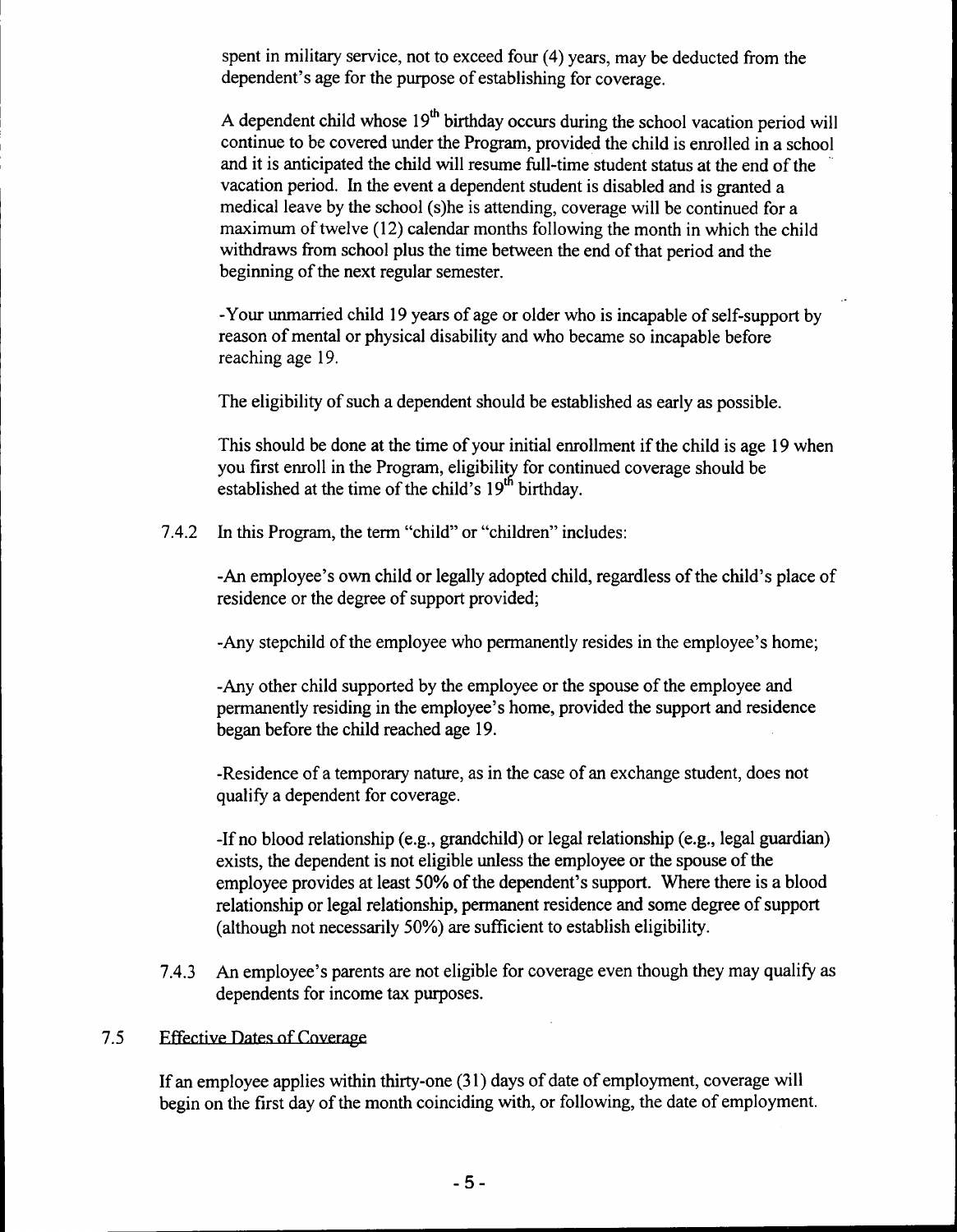spent in military service, not to exceed four (4) years, may be deducted from the dependent's age for the purpose of establishing for coverage.

A dependent child whose 19th birthday occurs during the school vacation period will continue to be covered under the Program, provided the child is enrolled in a school and it is anticipated the child will resume full-time student status at the end of the vacation period. In the event a dependent student is disabled and is granted a medical leave by the school (s)he is attending, coverage will be continued for a maximum of twelve (12) calendar months following the month in which the child withdraws from school plus the time between the end of that period and the beginning of the next regular semester.

-Your unmarried child 19 years of age or older who is incapable of self-support by reason of mental or physical disability and who became so incapable before reaching age 19.

The eligibility of such a dependent should be established as early as possible.

This should be done at the time of your initial enrollment if the child is age 19 when you first enroll in the Program, eligibility for continued coverage should be established at the time of the child's 19th birthday.

7.4.2 In this Program, the term "child" or "children" includes:

-An employee's own child or legally adopted child, regardless of the child's place of residence or the degree of support provided;

-Any stepchild of the employee who permanently resides in the employee's home;

-Any other child supported by the employee or the spouse of the employee and permanently residing in the employee's home, provided the support and residence began before the child reached age 19.

-Residence of a temporary nature, as in the case of an exchange student, does not qualify a dependent for coverage.

-If no blood relationship (e.g., grandchild) or legal relationship (e.g., legal guardian) exists, the dependent is not eligible unless the employee or the spouse of the employee provides at least 50% of the dependent's support. Where there is a blood relationship or legal relationship, permanent residence and some degree of support (although not necessarily 50%) are sufficient to establish eligibility.

7.4.3 An employee's parents are not eligible for coverage even though they may qualify as dependents for income tax purposes.

## 7.5 Effective Dates of Coverage

If an employee applies within thirty-one (31) days of date of employment, coverage will begin on the first day of the month coinciding with, or following, the date of employment.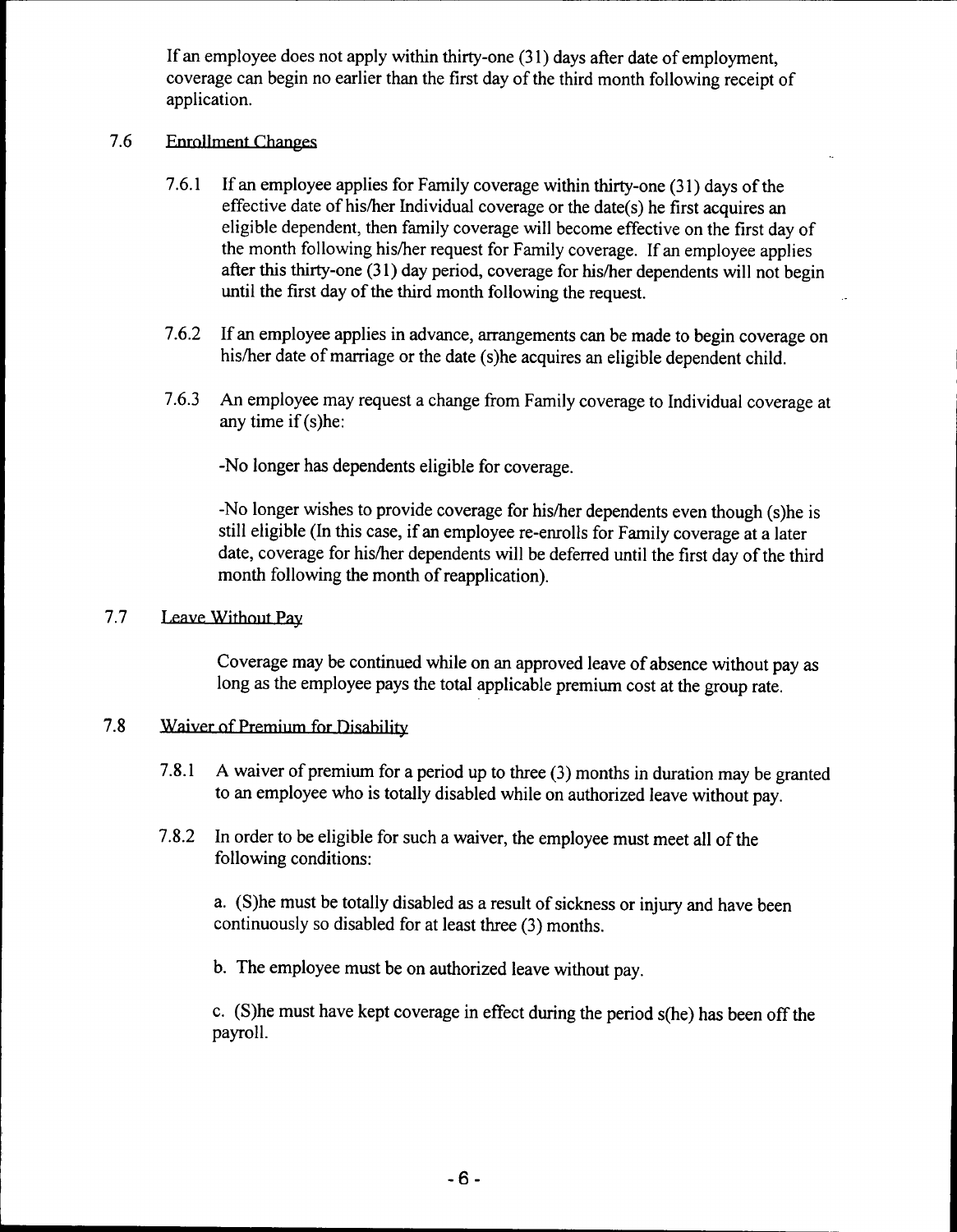If an employee does not apply within thirty-one (31) days after date of employment, coverage can begin no earlier than the first day of the third month following receipt of application.

## 7.6 Enrollment Changes

7.6.1 If an employee applies for Family coverage within thirty-one (31) days of the effective date of his/her Individual coverage or the date(s) he first acquires an eligible dependent, then family coverage will become effective on the first day of the month following his/her request for Family coverage. If an employee applies after this thirty-one (31) day period, coverage for his/her dependents will not begin until the first day of the third month following the request.

7.6.2 If an employee applies in advance, arrangements can be made to begin coverage on his/her date of marriage or the date (s)he acquires an eligible dependent child.

7.6.3 An employee may request a change from Family coverage to Individual coverage at any time if (s)he:

-No longer has dependents eligible for coverage.

-No longer wishes to provide coverage for his/her dependents even though (s)he is still eligible (In this case, if an employee re-enrolls for Family coverage at a later date, coverage for his/her dependents will be deferred until the first day of the third month following the month of reapplication).

## 7.7 Leave Without Pay

Coverage may be continued while on an approved leave of absence without pay as long as the employee pays the total applicable premium cost at the group rate.

## 7.8 Waiver of Premium for Disability

7.8.1 A waiver of premium for a period up to three (3) months in duration may be granted to an employee who is totally disabled while on authorized leave without pay.

7.8.2 In order to be eligible for such a waiver, the employee must meet all of the following conditions:

a. (S)he must be totally disabled as a result of sickness or injury and have been continuously so disabled for at least three (3) months.

b. The employee must be on authorized leave without pay.

c. (S)he must have kept coverage in effect during the period s(he) has been off the payroll.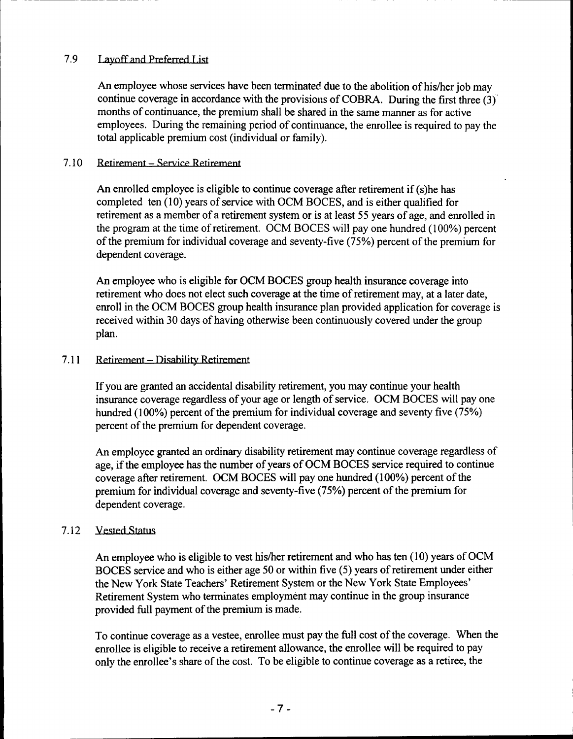### 7.9 Layoff and Preferred List

An employee whose services have been terminated due to the abolition of his/her job may continue coverage in accordance with the provisions of COBRA. During the first three (3) months of continuance, the premium shall be shared in the same manner as for active employees. During the remaining period of continuance, the enrollee is required to pay the total applicable premium cost (individual or family).

### 7.10 Retirement – Service Retirement

An enrolled employee is eligible to continue coverage after retirement if (s)he has completed ten (10) years of service with OCM BOCES, and is either qualified for retirement as a member of a retirement system or is at least 55 years of age, and enrolled in the program at the time of retirement. OCM BOCES will pay one hundred (100%) percent of the premium for individual coverage and seventy-five (75%) percent of the premium for dependent coverage.

An employee who is eligible for OCM BOCES group health insurance coverage into retirement who does not elect such coverage at the time of retirement may, at a later date, enroll in the OCM BOCES group health insurance plan provided application for coverage is received within 30 days of having otherwise been continuously covered under the group plan.

### 7.11 Retirement – Disability Retirement

If you are granted an accidental disability retirement, you may continue your health insurance coverage regardless of your age or length of service. OCM BOCES will pay one hundred (100%) percent of the premium for individual coverage and seventy five (75%) percent of the premium for dependent coverage.

An employee granted an ordinary disability retirement may continue coverage regardless of age, if the employee has the number of years of OCM BOCES service required to continue coverage after retirement. OCM BOCES will pay one hundred (100%) percent of the premium for individual coverage and seventy-five (75%) percent of the premium for dependent coverage.

### 7.12 Vested Status

An employee who is eligible to vest his/her retirement and who has ten (10) years of OCM BOCES service and who is either age 50 or within five (5) years of retirement under either the New York State Teachers' Retirement System or the New York State Employees' Retirement System who terminates employment may continue in the group insurance provided full payment of the premium is made.

To continue coverage as a vestee, enrollee must pay the full cost of the coverage. When the enrollee is eligible to receive a retirement allowance, the enrollee will be required to pay only the enrollee's share of the cost. To be eligible to continue coverage as a retiree, the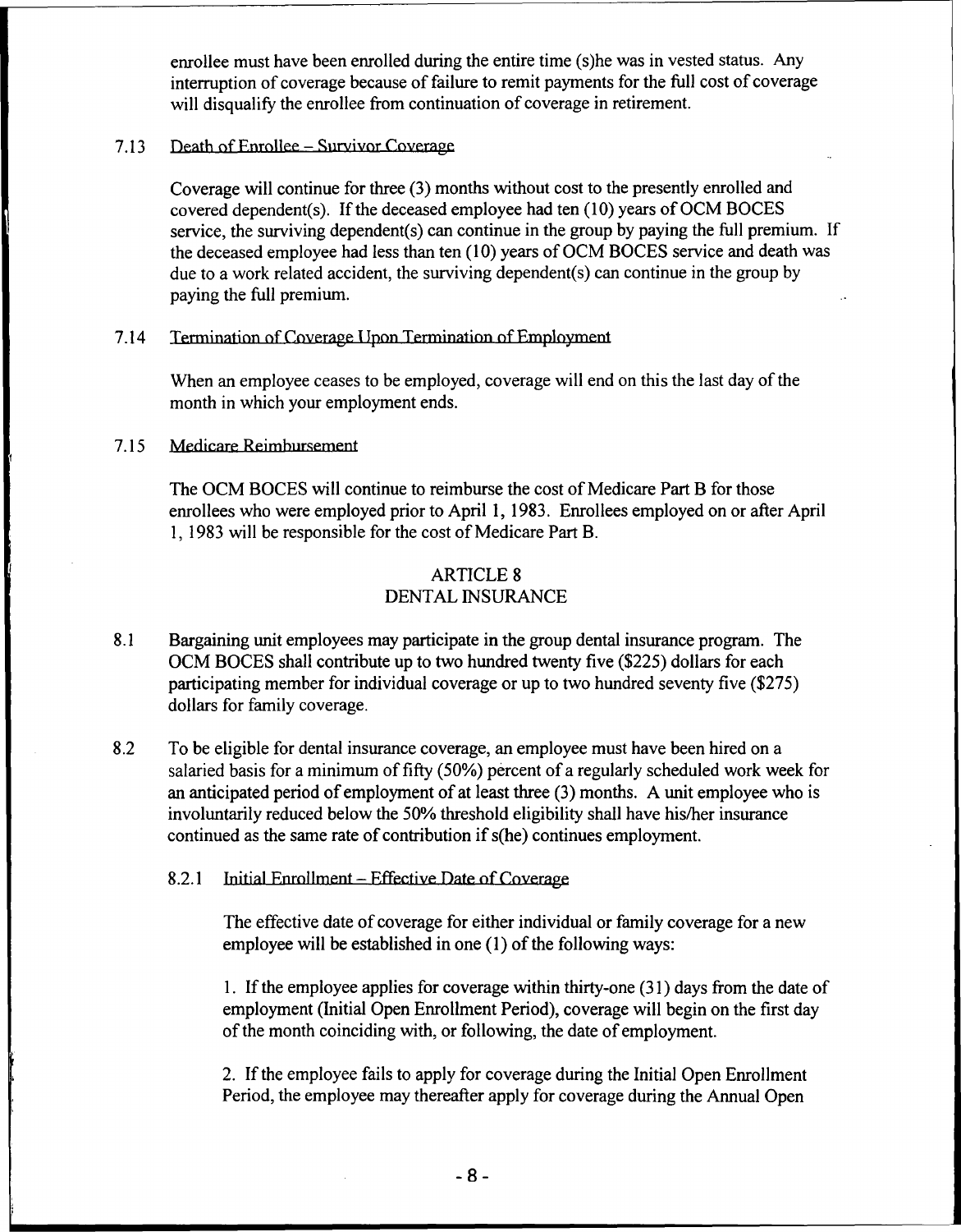enrollee must have been enrolled during the entire time (s)he was in vested status. Any interruption of coverage because of failure to remit payments for the full cost of coverage will disqualify the enrollee from continuation of coverage in retirement.

7.13 Death of Enrollee – Survivor Coverage

Coverage will continue for three (3) months without cost to the presently enrolled and covered dependent(s). If the deceased employee had ten (10) years of OCM BOCES service, the surviving dependent(s) can continue in the group by paying the full premium. If the deceased employee had less than ten (10) years of OCM BOCES service and death was due to a work related accident, the surviving dependent(s) can continue in the group by paying the full premium.

7.14 Termination of Coverage Upon Termination of Employment

When an employee ceases to be employed, coverage will end on this the last day of the month in which your employment ends.

7.15 Medicare Reimbursement

The OCM BOCES will continue to reimburse the cost of Medicare Part B for those enrollees who were employed prior to April 1, 1983. Enrollees employed on or after April 1, 1983 will be responsible for the cost of Medicare Part B.

## ARTICLE 8
## DENTAL INSURANCE

8.1 Bargaining unit employees may participate in the group dental insurance program. The OCM BOCES shall contribute up to two hundred twenty five ($225) dollars for each participating member for individual coverage or up to two hundred seventy five ($275) dollars for family coverage.

8.2 To be eligible for dental insurance coverage, an employee must have been hired on a salaried basis for a minimum of fifty (50%) percent of a regularly scheduled work week for an anticipated period of employment of at least three (3) months. A unit employee who is involuntarily reduced below the 50% threshold eligibility shall have his/her insurance continued as the same rate of contribution if s(he) continues employment.

8.2.1 Initial Enrollment – Effective Date of Coverage

The effective date of coverage for either individual or family coverage for a new employee will be established in one (1) of the following ways:

1. If the employee applies for coverage within thirty-one (31) days from the date of employment (Initial Open Enrollment Period), coverage will begin on the first day of the month coinciding with, or following, the date of employment.

2. If the employee fails to apply for coverage during the Initial Open Enrollment Period, the employee may thereafter apply for coverage during the Annual Open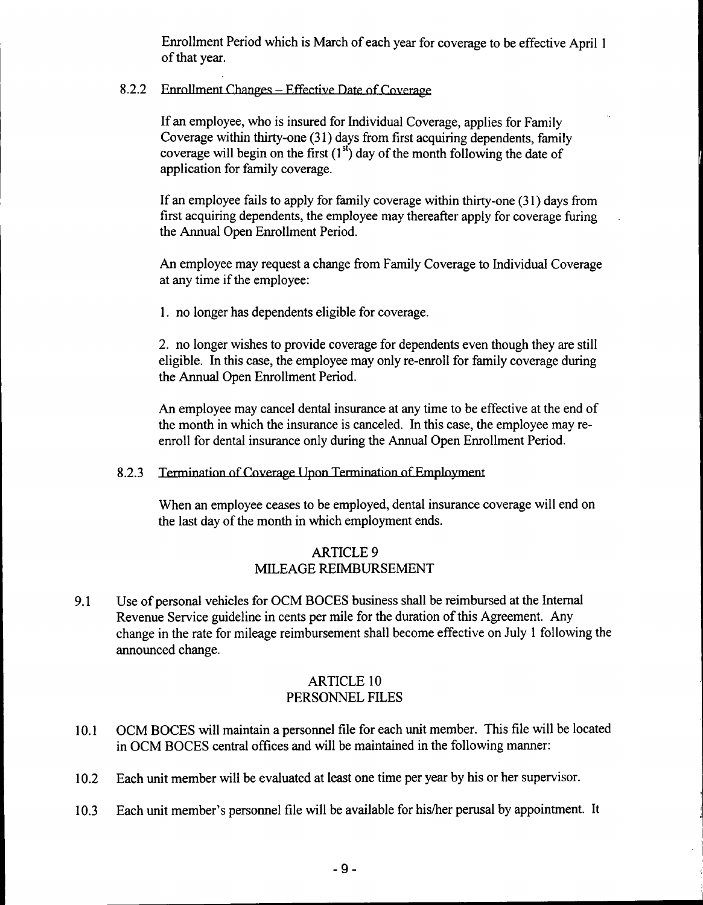Enrollment Period which is March of each year for coverage to be effective April 1 of that year.

8.2.2 Enrollment Changes – Effective Date of Coverage

If an employee, who is insured for Individual Coverage, applies for Family Coverage within thirty-one (31) days from first acquiring dependents, family coverage will begin on the first (1st) day of the month following the date of application for family coverage.

If an employee fails to apply for family coverage within thirty-one (31) days from first acquiring dependents, the employee may thereafter apply for coverage furing the Annual Open Enrollment Period.

An employee may request a change from Family Coverage to Individual Coverage at any time if the employee:

1. no longer has dependents eligible for coverage.

2. no longer wishes to provide coverage for dependents even though they are still eligible. In this case, the employee may only re-enroll for family coverage during the Annual Open Enrollment Period.

An employee may cancel dental insurance at any time to be effective at the end of the month in which the insurance is canceled. In this case, the employee may re-enroll for dental insurance only during the Annual Open Enrollment Period.

8.2.3 Termination of Coverage Upon Termination of Employment

When an employee ceases to be employed, dental insurance coverage will end on the last day of the month in which employment ends.

## ARTICLE 9
## MILEAGE REIMBURSEMENT

9.1 Use of personal vehicles for OCM BOCES business shall be reimbursed at the Internal Revenue Service guideline in cents per mile for the duration of this Agreement. Any change in the rate for mileage reimbursement shall become effective on July 1 following the announced change.

## ARTICLE 10
## PERSONNEL FILES

10.1 OCM BOCES will maintain a personnel file for each unit member. This file will be located in OCM BOCES central offices and will be maintained in the following manner:

10.2 Each unit member will be evaluated at least one time per year by his or her supervisor.

10.3 Each unit member's personnel file will be available for his/her perusal by appointment. It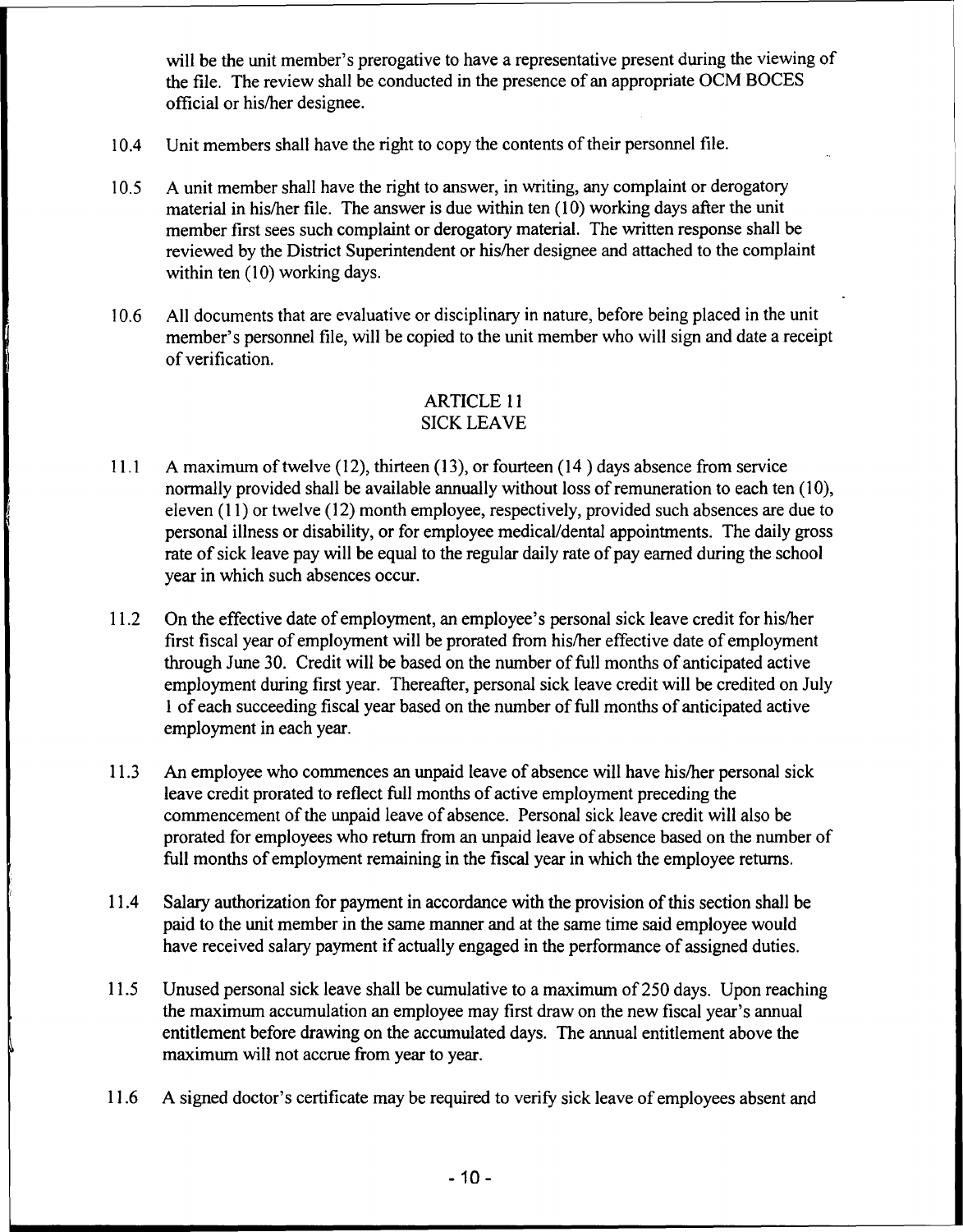will be the unit member's prerogative to have a representative present during the viewing of the file. The review shall be conducted in the presence of an appropriate OCM BOCES official or his/her designee.

10.4 Unit members shall have the right to copy the contents of their personnel file.

10.5 A unit member shall have the right to answer, in writing, any complaint or derogatory material in his/her file. The answer is due within ten (10) working days after the unit member first sees such complaint or derogatory material. The written response shall be reviewed by the District Superintendent or his/her designee and attached to the complaint within ten (10) working days.

10.6 All documents that are evaluative or disciplinary in nature, before being placed in the unit member's personnel file, will be copied to the unit member who will sign and date a receipt of verification.

## ARTICLE 11
## SICK LEAVE

11.1 A maximum of twelve (12), thirteen (13), or fourteen (14 ) days absence from service normally provided shall be available annually without loss of remuneration to each ten (10), eleven (11) or twelve (12) month employee, respectively, provided such absences are due to personal illness or disability, or for employee medical/dental appointments. The daily gross rate of sick leave pay will be equal to the regular daily rate of pay earned during the school year in which such absences occur.

11.2 On the effective date of employment, an employee's personal sick leave credit for his/her first fiscal year of employment will be prorated from his/her effective date of employment through June 30. Credit will be based on the number of full months of anticipated active employment during first year. Thereafter, personal sick leave credit will be credited on July 1 of each succeeding fiscal year based on the number of full months of anticipated active employment in each year.

11.3 An employee who commences an unpaid leave of absence will have his/her personal sick leave credit prorated to reflect full months of active employment preceding the commencement of the unpaid leave of absence. Personal sick leave credit will also be prorated for employees who return from an unpaid leave of absence based on the number of full months of employment remaining in the fiscal year in which the employee returns.

11.4 Salary authorization for payment in accordance with the provision of this section shall be paid to the unit member in the same manner and at the same time said employee would have received salary payment if actually engaged in the performance of assigned duties.

11.5 Unused personal sick leave shall be cumulative to a maximum of 250 days. Upon reaching the maximum accumulation an employee may first draw on the new fiscal year's annual entitlement before drawing on the accumulated days. The annual entitlement above the maximum will not accrue from year to year.

11.6 A signed doctor's certificate may be required to verify sick leave of employees absent and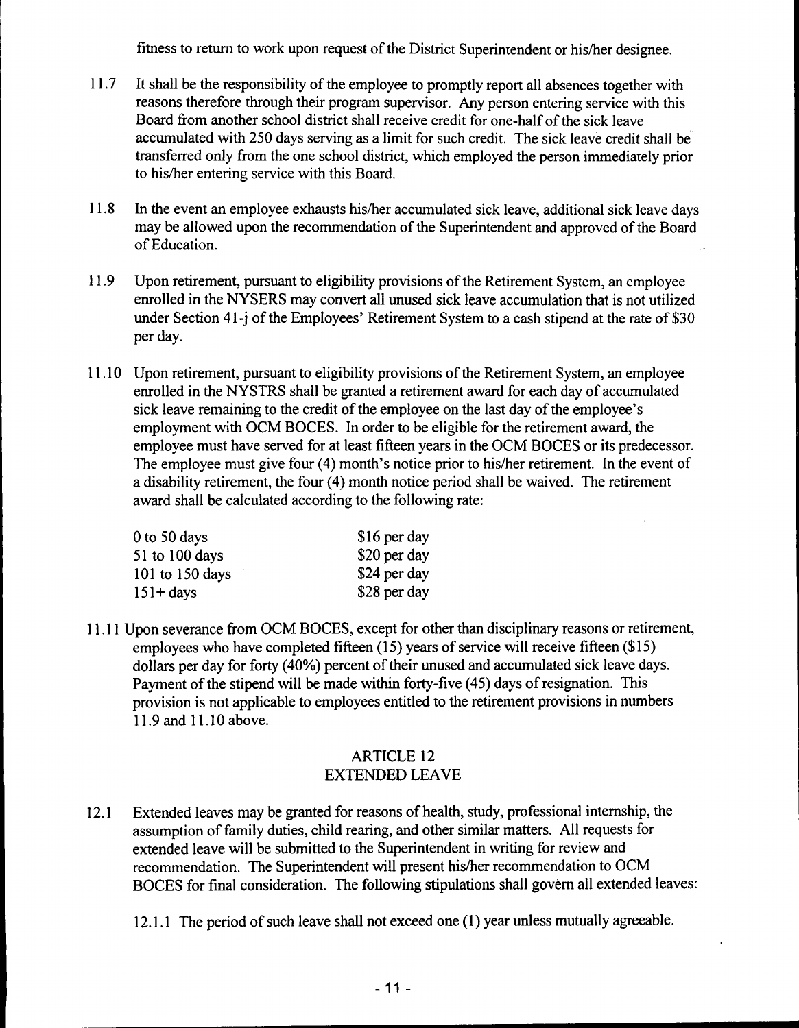fitness to return to work upon request of the District Superintendent or his/her designee.

11.7 It shall be the responsibility of the employee to promptly report all absences together with reasons therefore through their program supervisor. Any person entering service with this Board from another school district shall receive credit for one-half of the sick leave accumulated with 250 days serving as a limit for such credit. The sick leave credit shall be transferred only from the one school district, which employed the person immediately prior to his/her entering service with this Board.

11.8 In the event an employee exhausts his/her accumulated sick leave, additional sick leave days may be allowed upon the recommendation of the Superintendent and approved of the Board of Education.

11.9 Upon retirement, pursuant to eligibility provisions of the Retirement System, an employee enrolled in the NYSERS may convert all unused sick leave accumulation that is not utilized under Section 41-j of the Employees' Retirement System to a cash stipend at the rate of $30 per day.

11.10 Upon retirement, pursuant to eligibility provisions of the Retirement System, an employee enrolled in the NYSTRS shall be granted a retirement award for each day of accumulated sick leave remaining to the credit of the employee on the last day of the employee's employment with OCM BOCES. In order to be eligible for the retirement award, the employee must have served for at least fifteen years in the OCM BOCES or its predecessor. The employee must give four (4) month's notice prior to his/her retirement. In the event of a disability retirement, the four (4) month notice period shall be waived. The retirement award shall be calculated according to the following rate:

| | |
|---|---|
| 0 to 50 days | $16 per day |
| 51 to 100 days | $20 per day |
| 101 to 150 days | $24 per day |
| 151+ days | $28 per day |

11.11 Upon severance from OCM BOCES, except for other than disciplinary reasons or retirement, employees who have completed fifteen (15) years of service will receive fifteen ($15) dollars per day for forty (40%) percent of their unused and accumulated sick leave days. Payment of the stipend will be made within forty-five (45) days of resignation. This provision is not applicable to employees entitled to the retirement provisions in numbers 11.9 and 11.10 above.

## ARTICLE 12
## EXTENDED LEAVE

12.1 Extended leaves may be granted for reasons of health, study, professional internship, the assumption of family duties, child rearing, and other similar matters. All requests for extended leave will be submitted to the Superintendent in writing for review and recommendation. The Superintendent will present his/her recommendation to OCM BOCES for final consideration. The following stipulations shall govern all extended leaves:

12.1.1 The period of such leave shall not exceed one (1) year unless mutually agreeable.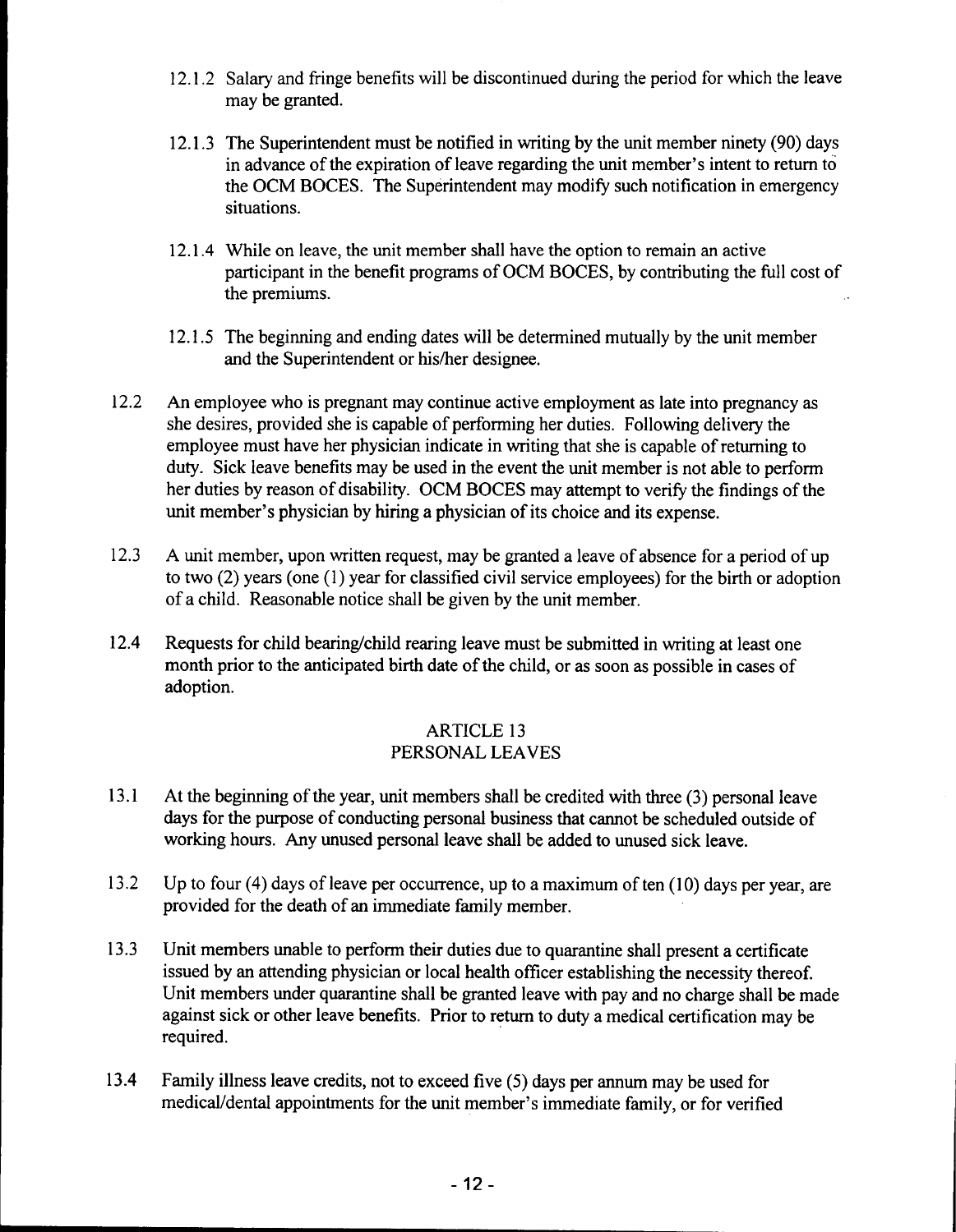12.1.2 Salary and fringe benefits will be discontinued during the period for which the leave may be granted.

12.1.3 The Superintendent must be notified in writing by the unit member ninety (90) days in advance of the expiration of leave regarding the unit member's intent to return to the OCM BOCES. The Superintendent may modify such notification in emergency situations.

12.1.4 While on leave, the unit member shall have the option to remain an active participant in the benefit programs of OCM BOCES, by contributing the full cost of the premiums.

12.1.5 The beginning and ending dates will be determined mutually by the unit member and the Superintendent or his/her designee.

12.2 An employee who is pregnant may continue active employment as late into pregnancy as she desires, provided she is capable of performing her duties. Following delivery the employee must have her physician indicate in writing that she is capable of returning to duty. Sick leave benefits may be used in the event the unit member is not able to perform her duties by reason of disability. OCM BOCES may attempt to verify the findings of the unit member's physician by hiring a physician of its choice and its expense.

12.3 A unit member, upon written request, may be granted a leave of absence for a period of up to two (2) years (one (1) year for classified civil service employees) for the birth or adoption of a child. Reasonable notice shall be given by the unit member.

12.4 Requests for child bearing/child rearing leave must be submitted in writing at least one month prior to the anticipated birth date of the child, or as soon as possible in cases of adoption.

## ARTICLE 13
## PERSONAL LEAVES

13.1 At the beginning of the year, unit members shall be credited with three (3) personal leave days for the purpose of conducting personal business that cannot be scheduled outside of working hours. Any unused personal leave shall be added to unused sick leave.

13.2 Up to four (4) days of leave per occurrence, up to a maximum of ten (10) days per year, are provided for the death of an immediate family member.

13.3 Unit members unable to perform their duties due to quarantine shall present a certificate issued by an attending physician or local health officer establishing the necessity thereof. Unit members under quarantine shall be granted leave with pay and no charge shall be made against sick or other leave benefits. Prior to return to duty a medical certification may be required.

13.4 Family illness leave credits, not to exceed five (5) days per annum may be used for medical/dental appointments for the unit member's immediate family, or for verified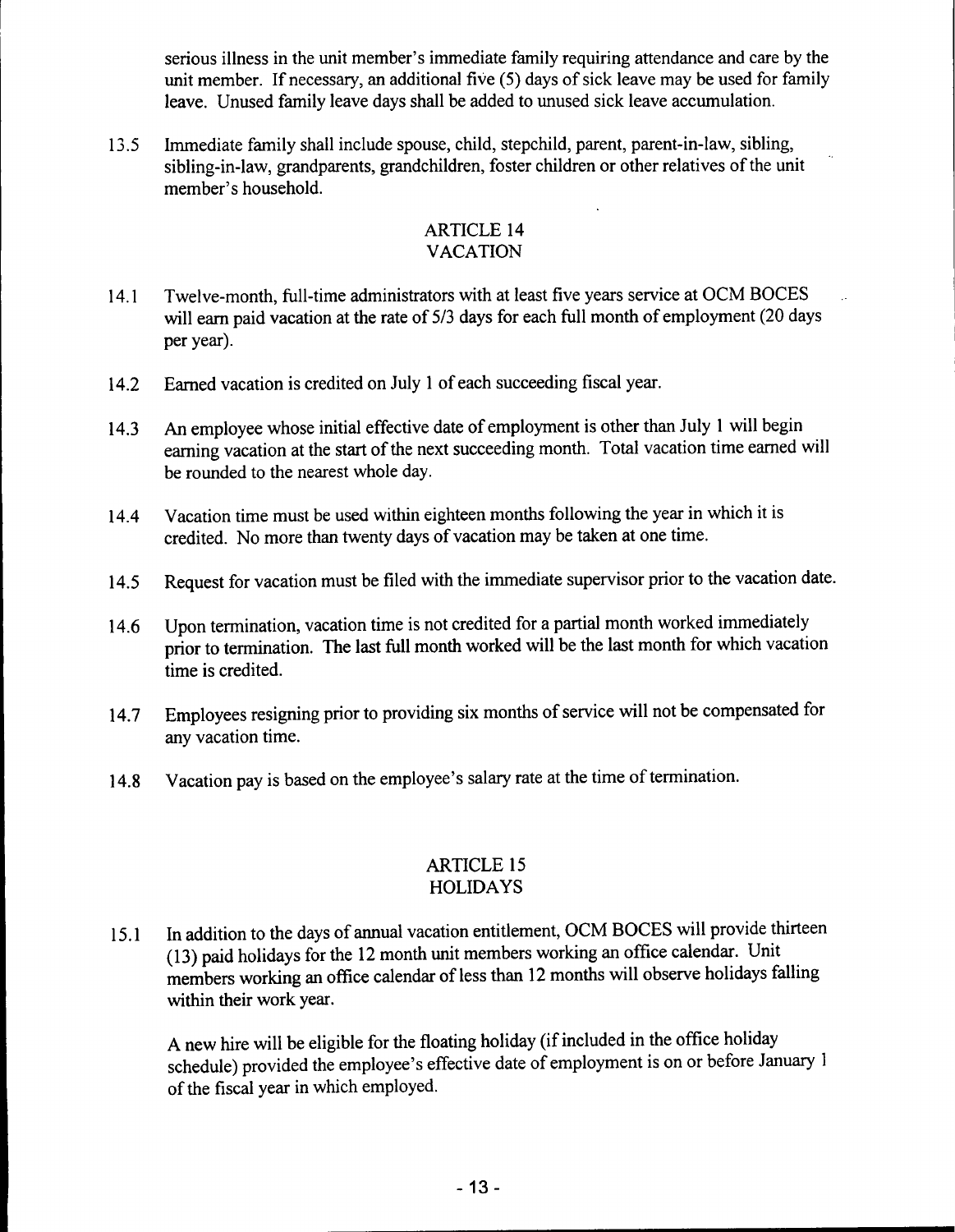serious illness in the unit member's immediate family requiring attendance and care by the unit member. If necessary, an additional five (5) days of sick leave may be used for family leave. Unused family leave days shall be added to unused sick leave accumulation.

13.5 Immediate family shall include spouse, child, stepchild, parent, parent-in-law, sibling, sibling-in-law, grandparents, grandchildren, foster children or other relatives of the unit member's household.

## ARTICLE 14
## VACATION

14.1 Twelve-month, full-time administrators with at least five years service at OCM BOCES will earn paid vacation at the rate of 5/3 days for each full month of employment (20 days per year).

14.2 Earned vacation is credited on July 1 of each succeeding fiscal year.

14.3 An employee whose initial effective date of employment is other than July 1 will begin earning vacation at the start of the next succeeding month. Total vacation time earned will be rounded to the nearest whole day.

14.4 Vacation time must be used within eighteen months following the year in which it is credited. No more than twenty days of vacation may be taken at one time.

14.5 Request for vacation must be filed with the immediate supervisor prior to the vacation date.

14.6 Upon termination, vacation time is not credited for a partial month worked immediately prior to termination. The last full month worked will be the last month for which vacation time is credited.

14.7 Employees resigning prior to providing six months of service will not be compensated for any vacation time.

14.8 Vacation pay is based on the employee's salary rate at the time of termination.

## ARTICLE 15
## HOLIDAYS

15.1 In addition to the days of annual vacation entitlement, OCM BOCES will provide thirteen (13) paid holidays for the 12 month unit members working an office calendar. Unit members working an office calendar of less than 12 months will observe holidays falling within their work year.

A new hire will be eligible for the floating holiday (if included in the office holiday schedule) provided the employee's effective date of employment is on or before January 1 of the fiscal year in which employed.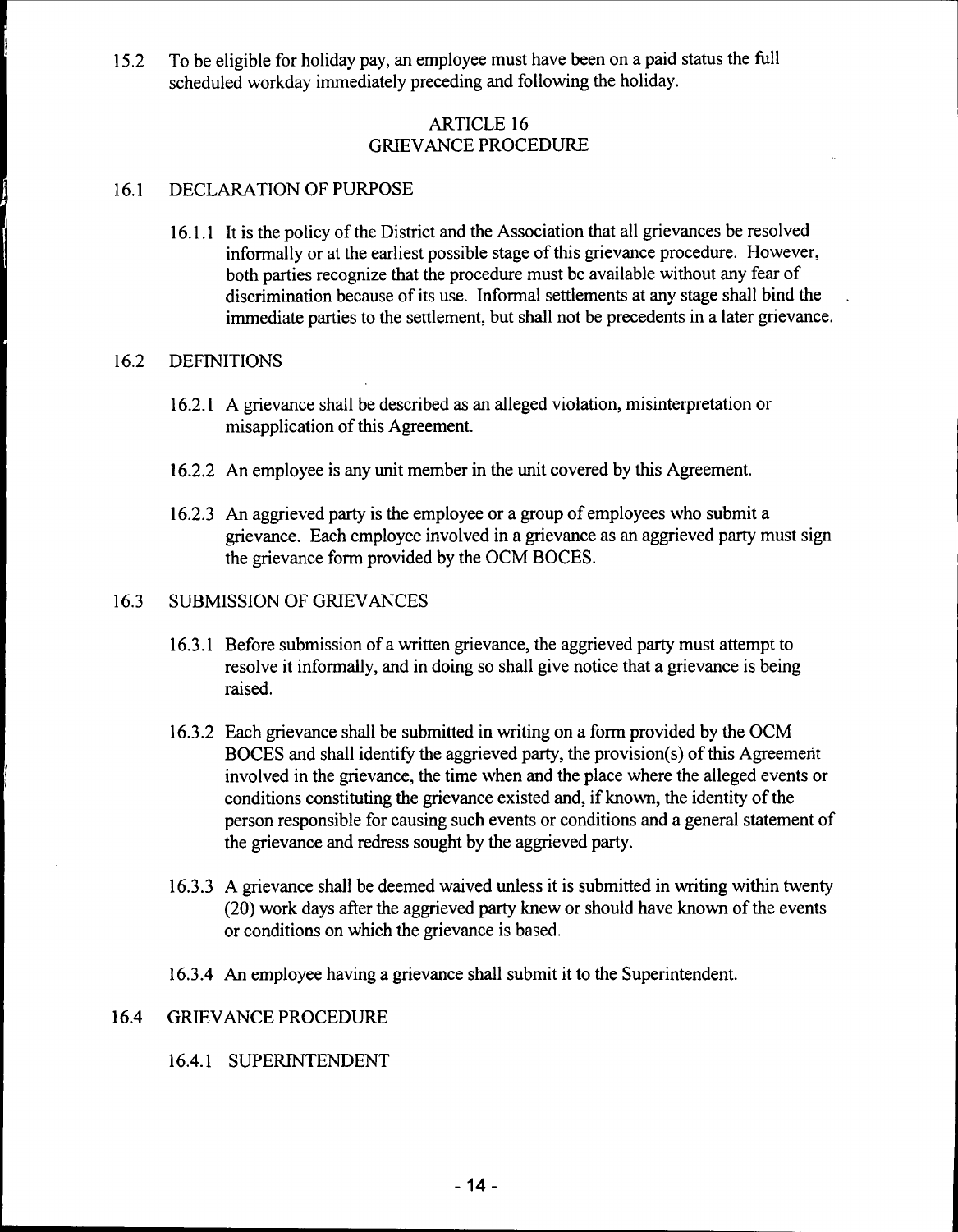15.2 To be eligible for holiday pay, an employee must have been on a paid status the full scheduled workday immediately preceding and following the holiday.

## ARTICLE 16
## GRIEVANCE PROCEDURE

### 16.1 DECLARATION OF PURPOSE

16.1.1 It is the policy of the District and the Association that all grievances be resolved informally or at the earliest possible stage of this grievance procedure. However, both parties recognize that the procedure must be available without any fear of discrimination because of its use. Informal settlements at any stage shall bind the immediate parties to the settlement, but shall not be precedents in a later grievance.

### 16.2 DEFINITIONS

16.2.1 A grievance shall be described as an alleged violation, misinterpretation or misapplication of this Agreement.

16.2.2 An employee is any unit member in the unit covered by this Agreement.

16.2.3 An aggrieved party is the employee or a group of employees who submit a grievance. Each employee involved in a grievance as an aggrieved party must sign the grievance form provided by the OCM BOCES.

### 16.3 SUBMISSION OF GRIEVANCES

16.3.1 Before submission of a written grievance, the aggrieved party must attempt to resolve it informally, and in doing so shall give notice that a grievance is being raised.

16.3.2 Each grievance shall be submitted in writing on a form provided by the OCM BOCES and shall identify the aggrieved party, the provision(s) of this Agreement involved in the grievance, the time when and the place where the alleged events or conditions constituting the grievance existed and, if known, the identity of the person responsible for causing such events or conditions and a general statement of the grievance and redress sought by the aggrieved party.

16.3.3 A grievance shall be deemed waived unless it is submitted in writing within twenty (20) work days after the aggrieved party knew or should have known of the events or conditions on which the grievance is based.

16.3.4 An employee having a grievance shall submit it to the Superintendent.

### 16.4 GRIEVANCE PROCEDURE

16.4.1 SUPERINTENDENT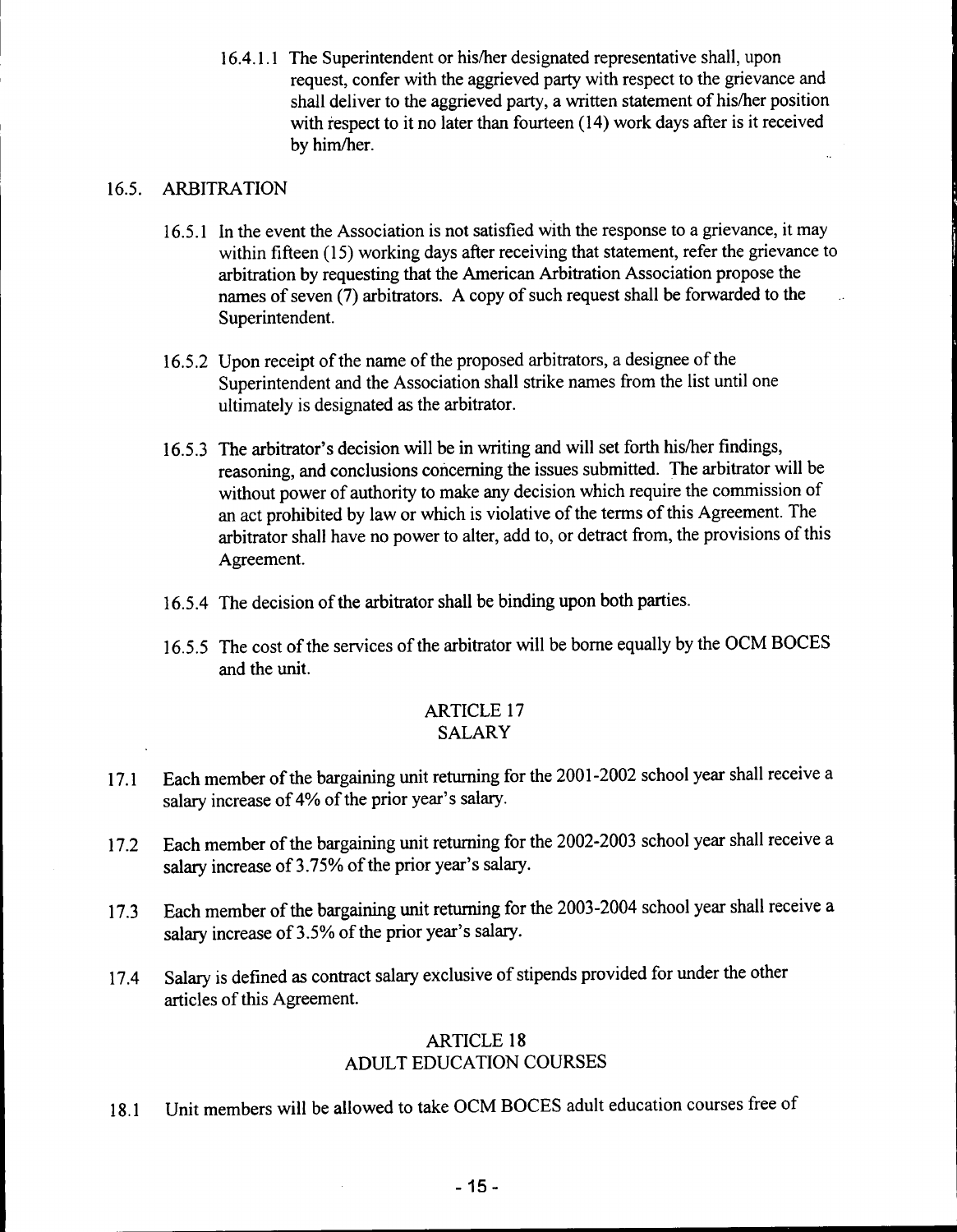16.4.1.1 The Superintendent or his/her designated representative shall, upon request, confer with the aggrieved party with respect to the grievance and shall deliver to the aggrieved party, a written statement of his/her position with respect to it no later than fourteen (14) work days after is it received by him/her.

16.5. ARBITRATION

16.5.1 In the event the Association is not satisfied with the response to a grievance, it may within fifteen (15) working days after receiving that statement, refer the grievance to arbitration by requesting that the American Arbitration Association propose the names of seven (7) arbitrators. A copy of such request shall be forwarded to the Superintendent.

16.5.2 Upon receipt of the name of the proposed arbitrators, a designee of the Superintendent and the Association shall strike names from the list until one ultimately is designated as the arbitrator.

16.5.3 The arbitrator's decision will be in writing and will set forth his/her findings, reasoning, and conclusions concerning the issues submitted. The arbitrator will be without power of authority to make any decision which require the commission of an act prohibited by law or which is violative of the terms of this Agreement. The arbitrator shall have no power to alter, add to, or detract from, the provisions of this Agreement.

16.5.4 The decision of the arbitrator shall be binding upon both parties.

16.5.5 The cost of the services of the arbitrator will be borne equally by the OCM BOCES and the unit.

## ARTICLE 17
## SALARY

17.1 Each member of the bargaining unit returning for the 2001-2002 school year shall receive a salary increase of 4% of the prior year's salary.

17.2 Each member of the bargaining unit returning for the 2002-2003 school year shall receive a salary increase of 3.75% of the prior year's salary.

17.3 Each member of the bargaining unit returning for the 2003-2004 school year shall receive a salary increase of 3.5% of the prior year's salary.

17.4 Salary is defined as contract salary exclusive of stipends provided for under the other articles of this Agreement.

## ARTICLE 18
## ADULT EDUCATION COURSES

18.1 Unit members will be allowed to take OCM BOCES adult education courses free of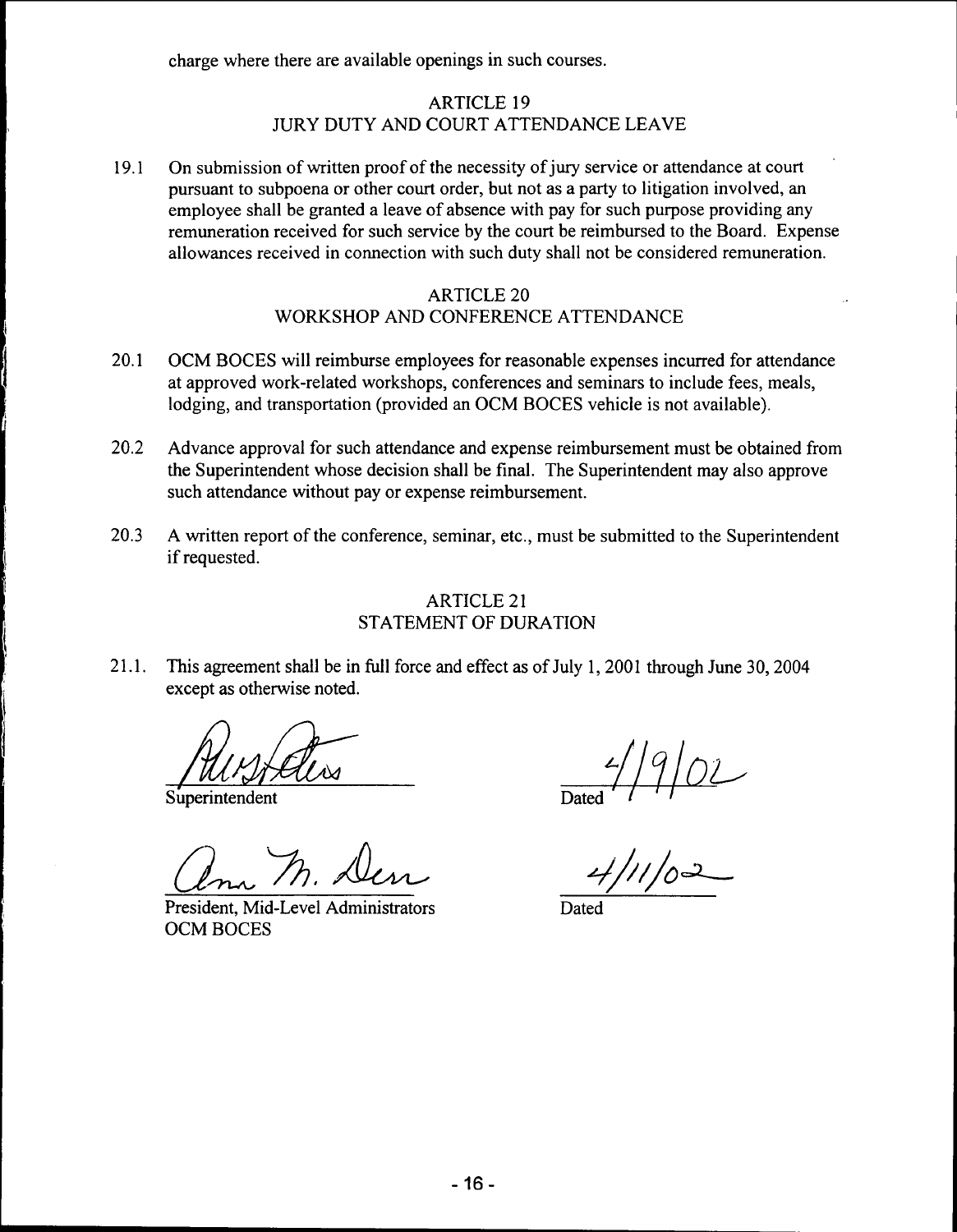charge where there are available openings in such courses.

## ARTICLE 19
## JURY DUTY AND COURT ATTENDANCE LEAVE

19.1 On submission of written proof of the necessity of jury service or attendance at court pursuant to subpoena or other court order, but not as a party to litigation involved, an employee shall be granted a leave of absence with pay for such purpose providing any remuneration received for such service by the court be reimbursed to the Board. Expense allowances received in connection with such duty shall not be considered remuneration.

## ARTICLE 20
## WORKSHOP AND CONFERENCE ATTENDANCE

20.1 OCM BOCES will reimburse employees for reasonable expenses incurred for attendance at approved work-related workshops, conferences and seminars to include fees, meals, lodging, and transportation (provided an OCM BOCES vehicle is not available).

20.2 Advance approval for such attendance and expense reimbursement must be obtained from the Superintendent whose decision shall be final. The Superintendent may also approve such attendance without pay or expense reimbursement.

20.3 A written report of the conference, seminar, etc., must be submitted to the Superintendent if requested.

## ARTICLE 21
## STATEMENT OF DURATION

21.1. This agreement shall be in full force and effect as of July 1, 2001 through June 30, 2004 except as otherwise noted.

Superintendent — Dated 4/9/02

President, Mid-Level Administrators
OCM BOCES — Dated 4/11/02